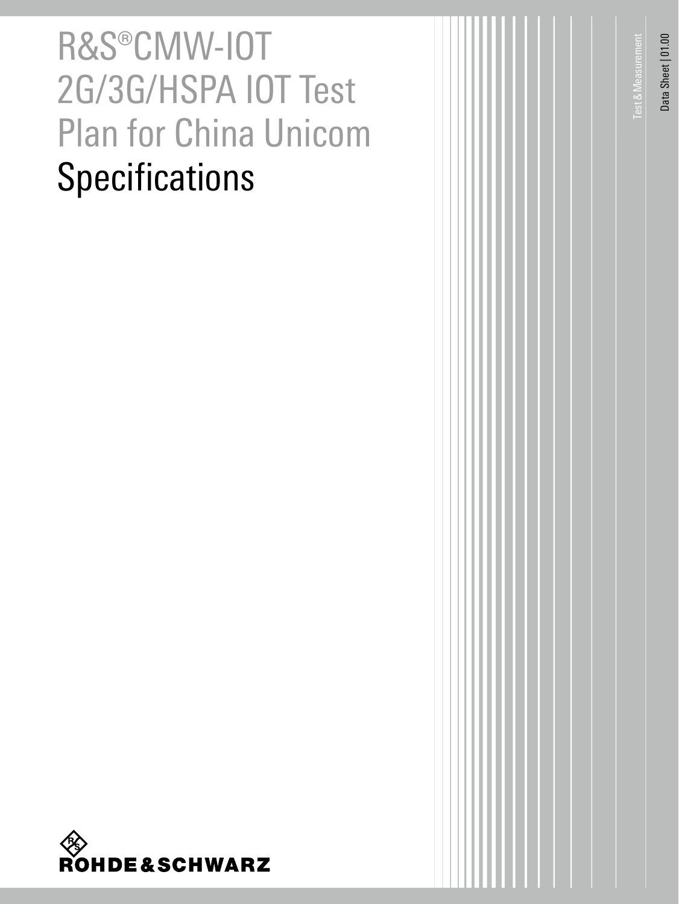# R&S®CMW-IOT 2G/3G/HSPA IOT Test Plan for China Unicom

# Specifications

Test & Measurement

Data Sheet | 01.00

ROHDE&SCHWARZ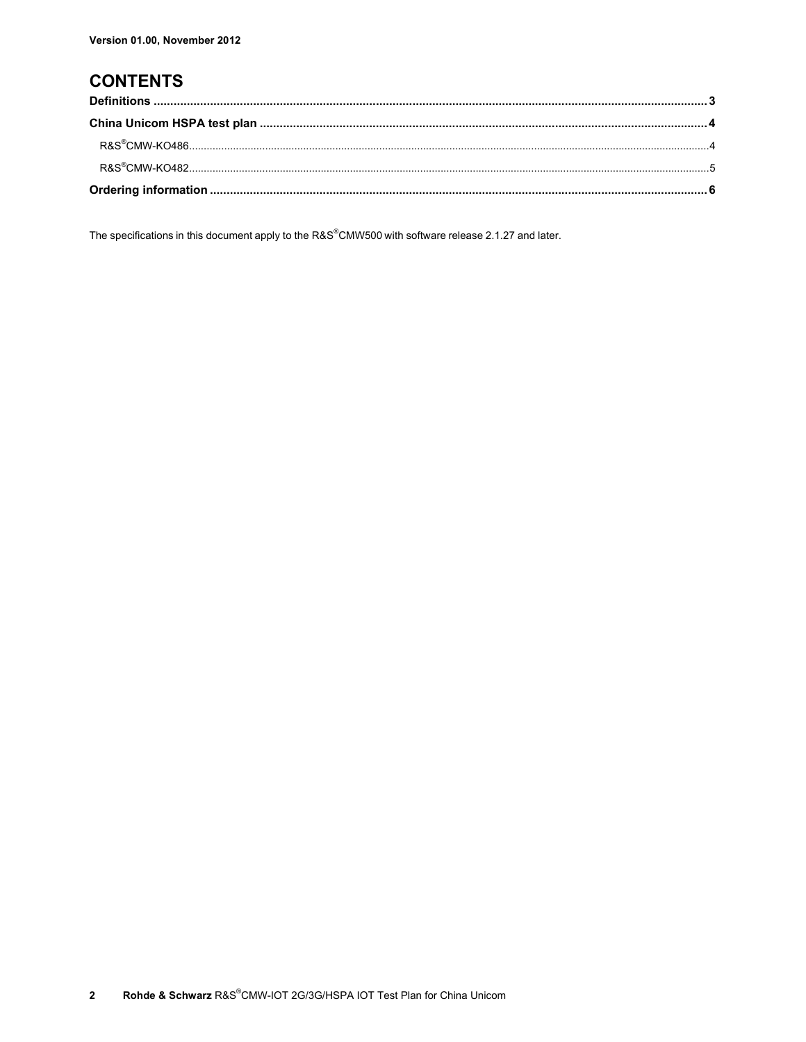# CONTENTS

Definitions ..................................................................... 3

China Unicom HSPA test plan ..................................................................... 4

R&S®CMW-KO486..................................................................... 4

R&S®CMW-KO482..................................................................... 5

Ordering information ..................................................................... 6

The specifications in this document apply to the R&S®CMW500 with software release 2.1.27 and later.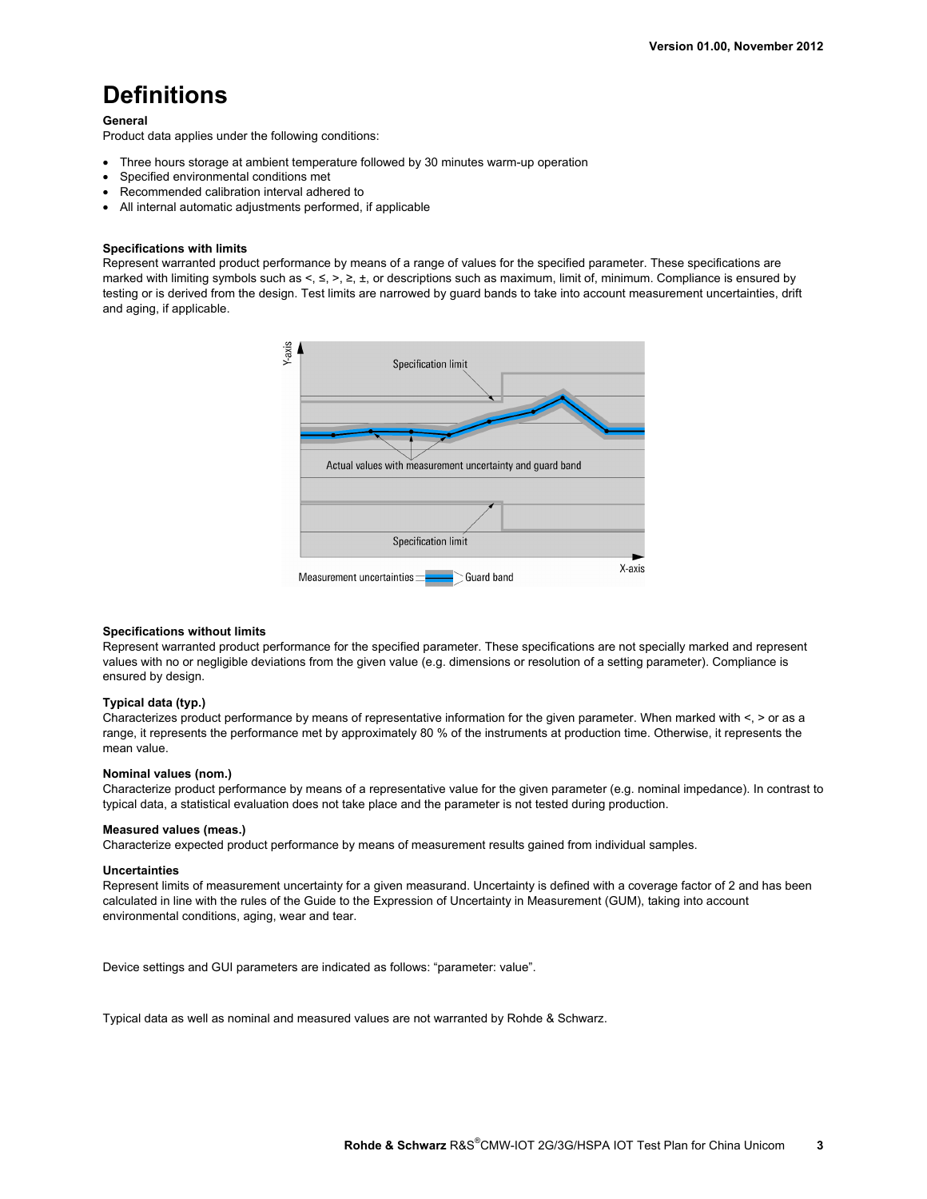# Definitions

**General**

Product data applies under the following conditions:

- Three hours storage at ambient temperature followed by 30 minutes warm-up operation
- Specified environmental conditions met
- Recommended calibration interval adhered to
- All internal automatic adjustments performed, if applicable

**Specifications with limits**

Represent warranted product performance by means of a range of values for the specified parameter. These specifications are marked with limiting symbols such as <, ≤, >, ≥, ±, or descriptions such as maximum, limit of, minimum. Compliance is ensured by testing or is derived from the design. Test limits are narrowed by guard bands to take into account measurement uncertainties, drift and aging, if applicable.

**Specifications without limits**

Represent warranted product performance for the specified parameter. These specifications are not specially marked and represent values with no or negligible deviations from the given value (e.g. dimensions or resolution of a setting parameter). Compliance is ensured by design.

**Typical data (typ.)**

Characterizes product performance by means of representative information for the given parameter. When marked with <, > or as a range, it represents the performance met by approximately 80 % of the instruments at production time. Otherwise, it represents the mean value.

**Nominal values (nom.)**

Characterize product performance by means of a representative value for the given parameter (e.g. nominal impedance). In contrast to typical data, a statistical evaluation does not take place and the parameter is not tested during production.

**Measured values (meas.)**

Characterize expected product performance by means of measurement results gained from individual samples.

**Uncertainties**

Represent limits of measurement uncertainty for a given measurand. Uncertainty is defined with a coverage factor of 2 and has been calculated in line with the rules of the Guide to the Expression of Uncertainty in Measurement (GUM), taking into account environmental conditions, aging, wear and tear.

Device settings and GUI parameters are indicated as follows: “parameter: value”.

Typical data as well as nominal and measured values are not warranted by Rohde & Schwarz.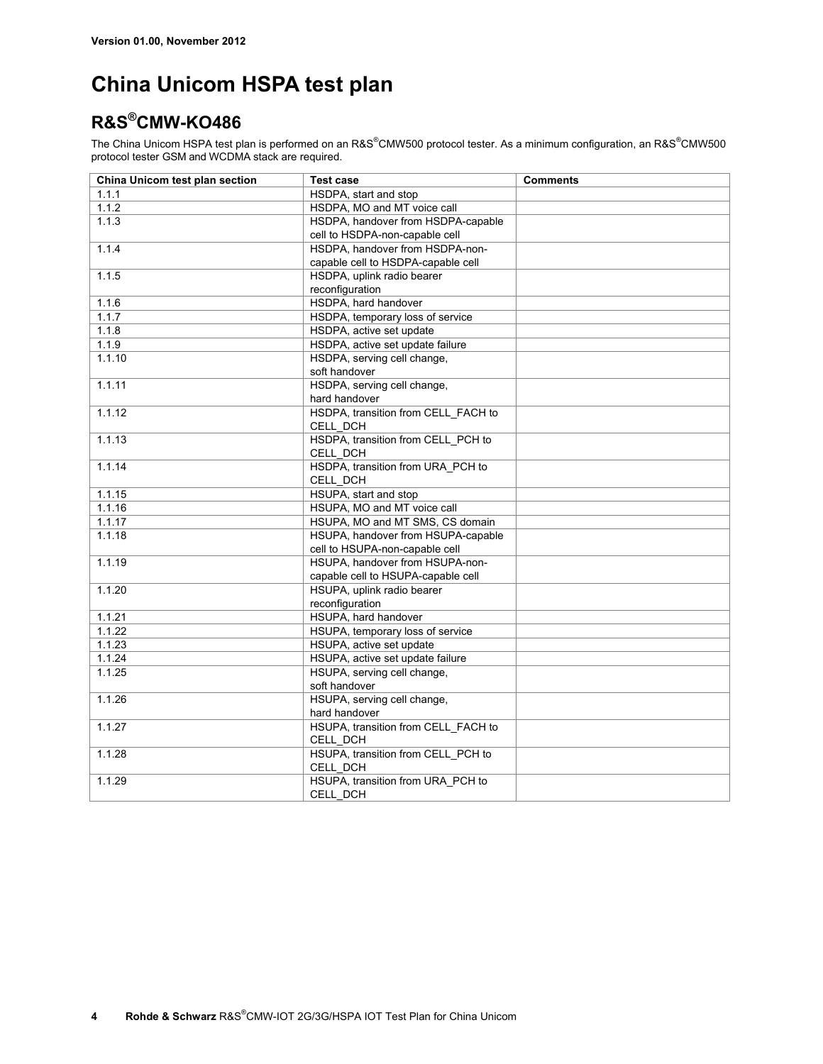# China Unicom HSPA test plan

## R&S®CMW-KO486

The China Unicom HSPA test plan is performed on an R&S®CMW500 protocol tester. As a minimum configuration, an R&S®CMW500 protocol tester GSM and WCDMA stack are required.

| China Unicom test plan section | Test case | Comments |
|---|---|---|
| 1.1.1 | HSDPA, start and stop | |
| 1.1.2 | HSDPA, MO and MT voice call | |
| 1.1.3 | HSDPA, handover from HSDPA-capable cell to HSDPA-non-capable cell | |
| 1.1.4 | HSDPA, handover from HSDPA-non-capable cell to HSDPA-capable cell | |
| 1.1.5 | HSDPA, uplink radio bearer reconfiguration | |
| 1.1.6 | HSDPA, hard handover | |
| 1.1.7 | HSDPA, temporary loss of service | |
| 1.1.8 | HSDPA, active set update | |
| 1.1.9 | HSDPA, active set update failure | |
| 1.1.10 | HSDPA, serving cell change, soft handover | |
| 1.1.11 | HSDPA, serving cell change, hard handover | |
| 1.1.12 | HSDPA, transition from CELL_FACH to CELL_DCH | |
| 1.1.13 | HSDPA, transition from CELL_PCH to CELL_DCH | |
| 1.1.14 | HSDPA, transition from URA_PCH to CELL_DCH | |
| 1.1.15 | HSUPA, start and stop | |
| 1.1.16 | HSUPA, MO and MT voice call | |
| 1.1.17 | HSUPA, MO and MT SMS, CS domain | |
| 1.1.18 | HSUPA, handover from HSUPA-capable cell to HSUPA-non-capable cell | |
| 1.1.19 | HSUPA, handover from HSUPA-non-capable cell to HSUPA-capable cell | |
| 1.1.20 | HSUPA, uplink radio bearer reconfiguration | |
| 1.1.21 | HSUPA, hard handover | |
| 1.1.22 | HSUPA, temporary loss of service | |
| 1.1.23 | HSUPA, active set update | |
| 1.1.24 | HSUPA, active set update failure | |
| 1.1.25 | HSUPA, serving cell change, soft handover | |
| 1.1.26 | HSUPA, serving cell change, hard handover | |
| 1.1.27 | HSUPA, transition from CELL_FACH to CELL_DCH | |
| 1.1.28 | HSUPA, transition from CELL_PCH to CELL_DCH | |
| 1.1.29 | HSUPA, transition from URA_PCH to CELL_DCH | |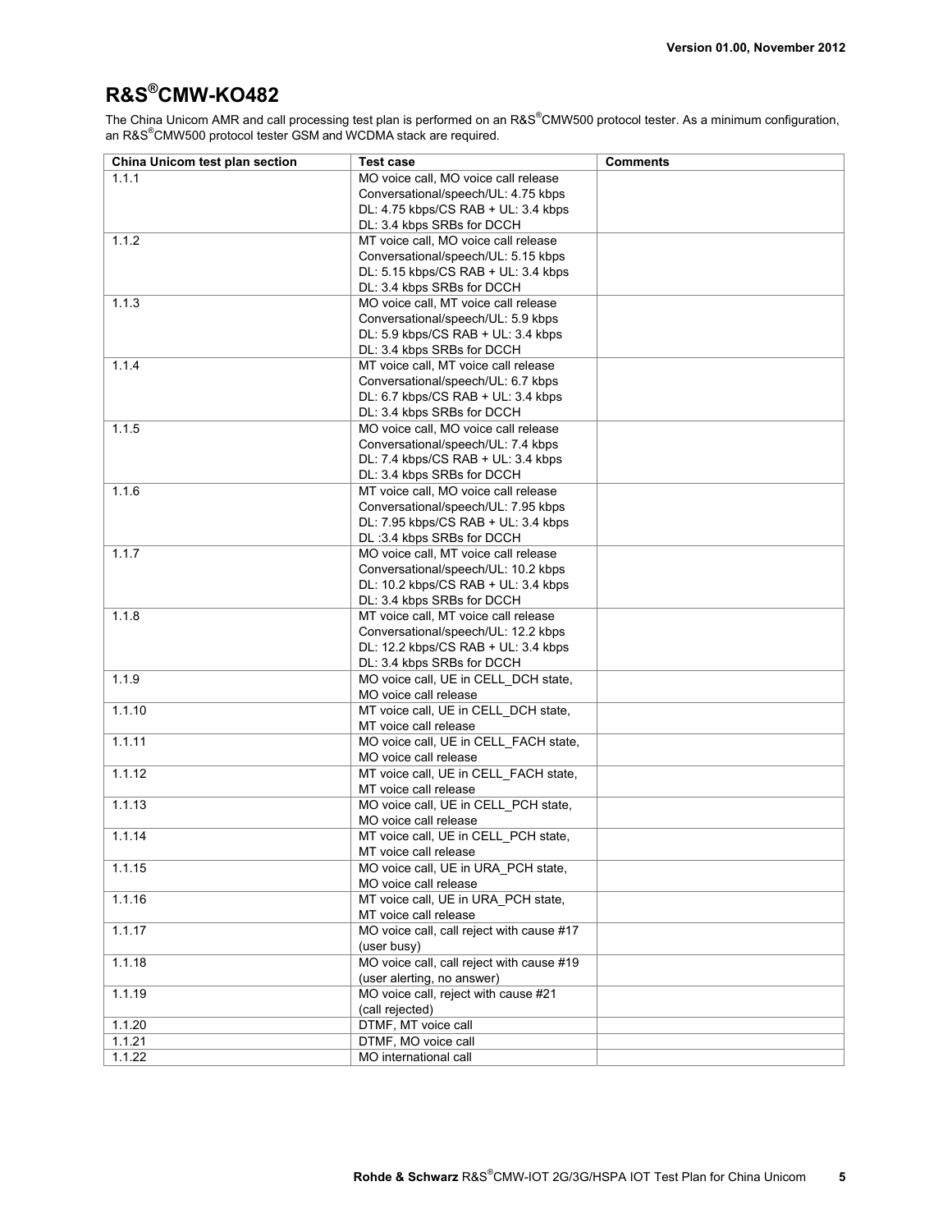## R&S®CMW-KO482

The China Unicom AMR and call processing test plan is performed on an R&S®CMW500 protocol tester. As a minimum configuration, an R&S®CMW500 protocol tester GSM and WCDMA stack are required.

| China Unicom test plan section | Test case | Comments |
|---|---|---|
| 1.1.1 | MO voice call, MO voice call release Conversational/speech/UL: 4.75 kbps DL: 4.75 kbps/CS RAB + UL: 3.4 kbps DL: 3.4 kbps SRBs for DCCH | |
| 1.1.2 | MT voice call, MO voice call release Conversational/speech/UL: 5.15 kbps DL: 5.15 kbps/CS RAB + UL: 3.4 kbps DL: 3.4 kbps SRBs for DCCH | |
| 1.1.3 | MO voice call, MT voice call release Conversational/speech/UL: 5.9 kbps DL: 5.9 kbps/CS RAB + UL: 3.4 kbps DL: 3.4 kbps SRBs for DCCH | |
| 1.1.4 | MT voice call, MT voice call release Conversational/speech/UL: 6.7 kbps DL: 6.7 kbps/CS RAB + UL: 3.4 kbps DL: 3.4 kbps SRBs for DCCH | |
| 1.1.5 | MO voice call, MO voice call release Conversational/speech/UL: 7.4 kbps DL: 7.4 kbps/CS RAB + UL: 3.4 kbps DL: 3.4 kbps SRBs for DCCH | |
| 1.1.6 | MT voice call, MO voice call release Conversational/speech/UL: 7.95 kbps DL: 7.95 kbps/CS RAB + UL: 3.4 kbps DL :3.4 kbps SRBs for DCCH | |
| 1.1.7 | MO voice call, MT voice call release Conversational/speech/UL: 10.2 kbps DL: 10.2 kbps/CS RAB + UL: 3.4 kbps DL: 3.4 kbps SRBs for DCCH | |
| 1.1.8 | MT voice call, MT voice call release Conversational/speech/UL: 12.2 kbps DL: 12.2 kbps/CS RAB + UL: 3.4 kbps DL: 3.4 kbps SRBs for DCCH | |
| 1.1.9 | MO voice call, UE in CELL_DCH state, MO voice call release | |
| 1.1.10 | MT voice call, UE in CELL_DCH state, MT voice call release | |
| 1.1.11 | MO voice call, UE in CELL_FACH state, MO voice call release | |
| 1.1.12 | MT voice call, UE in CELL_FACH state, MT voice call release | |
| 1.1.13 | MO voice call, UE in CELL_PCH state, MO voice call release | |
| 1.1.14 | MT voice call, UE in CELL_PCH state, MT voice call release | |
| 1.1.15 | MO voice call, UE in URA_PCH state, MO voice call release | |
| 1.1.16 | MT voice call, UE in URA_PCH state, MT voice call release | |
| 1.1.17 | MO voice call, call reject with cause #17 (user busy) | |
| 1.1.18 | MO voice call, call reject with cause #19 (user alerting, no answer) | |
| 1.1.19 | MO voice call, reject with cause #21 (call rejected) | |
| 1.1.20 | DTMF, MT voice call | |
| 1.1.21 | DTMF, MO voice call | |
| 1.1.22 | MO international call | |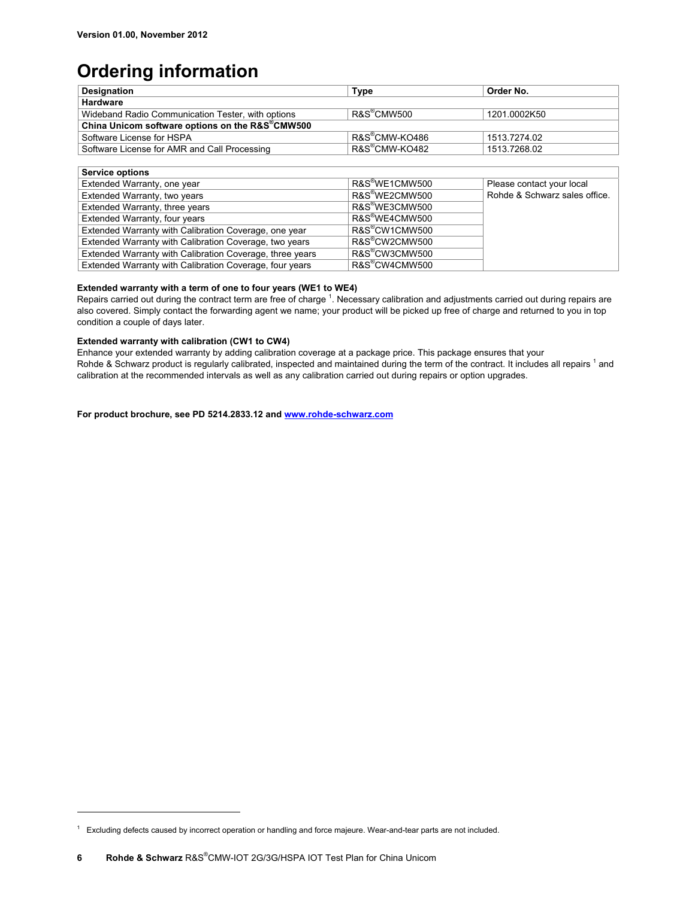Version 01.00, November 2012

# Ordering information

| Designation | Type | Order No. |
|---|---|---|
| **Hardware** | | |
| Wideband Radio Communication Tester, with options | R&S®CMW500 | 1201.0002K50 |
| **China Unicom software options on the R&S®CMW500** | | |
| Software License for HSPA | R&S®CMW-KO486 | 1513.7274.02 |
| Software License for AMR and Call Processing | R&S®CMW-KO482 | 1513.7268.02 |

| Service options | | |
|---|---|---|
| Extended Warranty, one year | R&S®WE1CMW500 | Please contact your local Rohde & Schwarz sales office. |
| Extended Warranty, two years | R&S®WE2CMW500 | |
| Extended Warranty, three years | R&S®WE3CMW500 | |
| Extended Warranty, four years | R&S®WE4CMW500 | |
| Extended Warranty with Calibration Coverage, one year | R&S®CW1CMW500 | |
| Extended Warranty with Calibration Coverage, two years | R&S®CW2CMW500 | |
| Extended Warranty with Calibration Coverage, three years | R&S®CW3CMW500 | |
| Extended Warranty with Calibration Coverage, four years | R&S®CW4CMW500 | |

**Extended warranty with a term of one to four years (WE1 to WE4)**

Repairs carried out during the contract term are free of charge [1]. Necessary calibration and adjustments carried out during repairs are also covered. Simply contact the forwarding agent we name; your product will be picked up free of charge and returned to you in top condition a couple of days later.

**Extended warranty with calibration (CW1 to CW4)**

Enhance your extended warranty by adding calibration coverage at a package price. This package ensures that your Rohde & Schwarz product is regularly calibrated, inspected and maintained during the term of the contract. It includes all repairs [1] and calibration at the recommended intervals as well as any calibration carried out during repairs or option upgrades.

**For product brochure, see PD 5214.2833.12 and www.rohde-schwarz.com**

[1] Excluding defects caused by incorrect operation or handling and force majeure. Wear-and-tear parts are not included.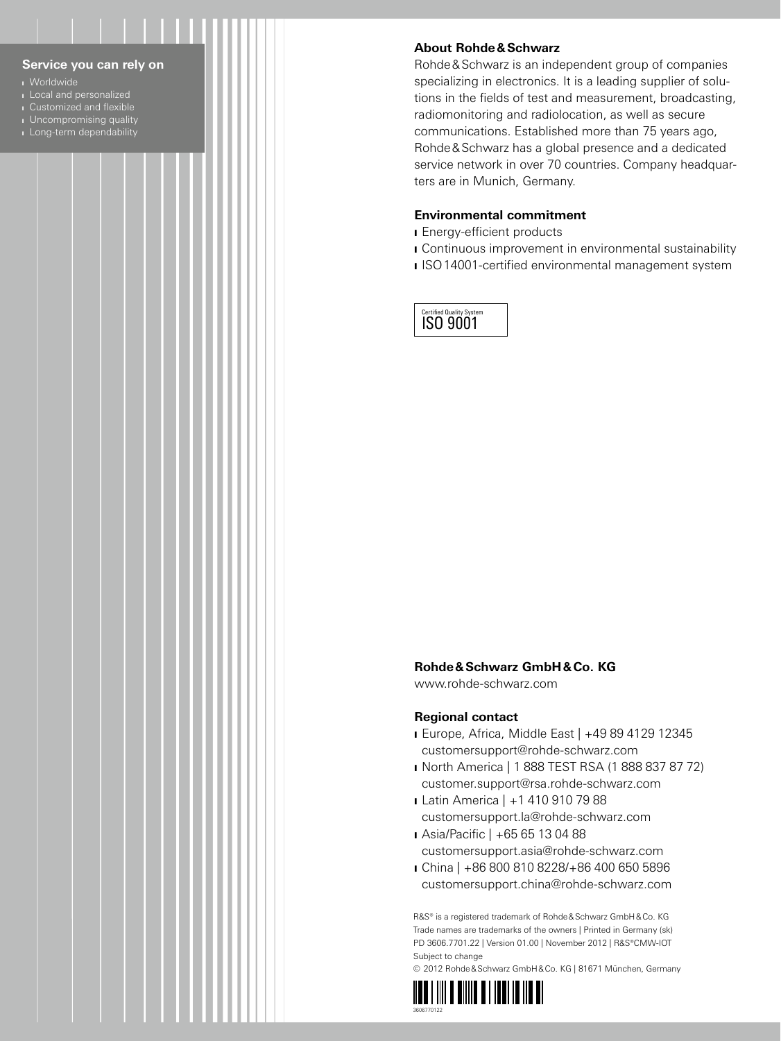**Service you can rely on**

- Worldwide
- Local and personalized
- Customized and flexible
- Uncompromising quality
- Long-term dependability

## About Rohde & Schwarz

Rohde & Schwarz is an independent group of companies specializing in electronics. It is a leading supplier of solutions in the fields of test and measurement, broadcasting, radiomonitoring and radiolocation, as well as secure communications. Established more than 75 years ago, Rohde & Schwarz has a global presence and a dedicated service network in over 70 countries. Company headquarters are in Munich, Germany.

## Environmental commitment

- Energy-efficient products
- Continuous improvement in environmental sustainability
- ISO 14001-certified environmental management system

Certified Quality System
ISO 9001

**Rohde & Schwarz GmbH & Co. KG**
www.rohde-schwarz.com

## Regional contact

- Europe, Africa, Middle East | +49 89 4129 12345
  customersupport@rohde-schwarz.com
- North America | 1 888 TEST RSA (1 888 837 87 72)
  customer.support@rsa.rohde-schwarz.com
- Latin America | +1 410 910 79 88
  customersupport.la@rohde-schwarz.com
- Asia/Pacific | +65 65 13 04 88
  customersupport.asia@rohde-schwarz.com
- China | +86 800 810 8228/+86 400 650 5896
  customersupport.china@rohde-schwarz.com

R&S® is a registered trademark of Rohde & Schwarz GmbH & Co. KG
Trade names are trademarks of the owners | Printed in Germany (sk)
PD 3606.7701.22 | Version 01.00 | November 2012 | R&S®CMW-IOT
Subject to change
© 2012 Rohde & Schwarz GmbH & Co. KG | 81671 München, Germany

3606770122